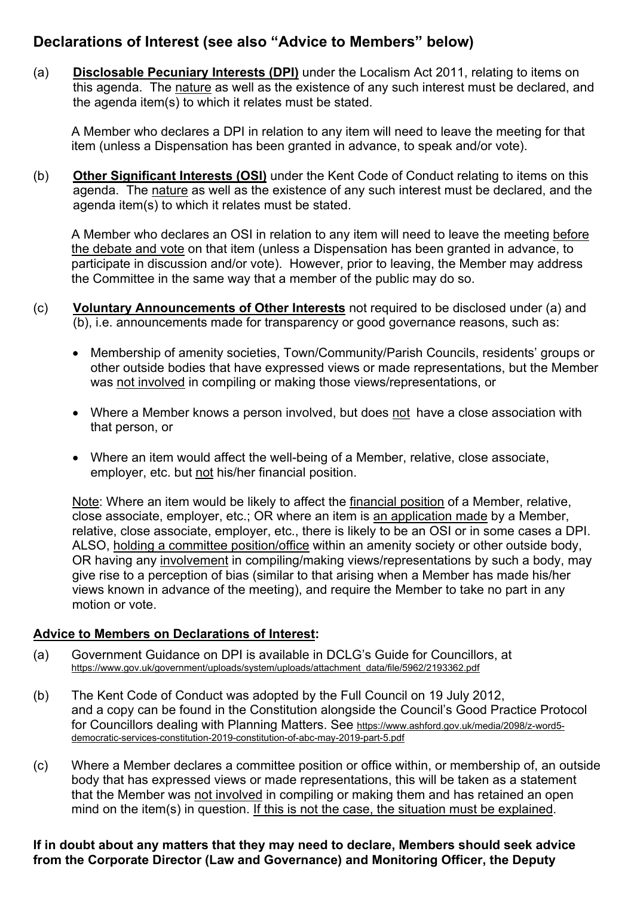## Declarations of Interest (see also "Advice to Members" below)

(a) **Disclosable Pecuniary Interests (DPI)** under the Localism Act 2011, relating to items on this agenda. The nature as well as the existence of any such interest must be declared, and the agenda item(s) to which it relates must be stated.

A Member who declares a DPI in relation to any item will need to leave the meeting for that item (unless a Dispensation has been granted in advance, to speak and/or vote).

(b) **Other Significant Interests (OSI)** under the Kent Code of Conduct relating to items on this agenda. The nature as well as the existence of any such interest must be declared, and the agenda item(s) to which it relates must be stated.

A Member who declares an OSI in relation to any item will need to leave the meeting before the debate and vote on that item (unless a Dispensation has been granted in advance, to participate in discussion and/or vote). However, prior to leaving, the Member may address the Committee in the same way that a member of the public may do so.

(c) **Voluntary Announcements of Other Interests** not required to be disclosed under (a) and (b), i.e. announcements made for transparency or good governance reasons, such as:

- Membership of amenity societies, Town/Community/Parish Councils, residents' groups or other outside bodies that have expressed views or made representations, but the Member was not involved in compiling or making those views/representations, or
- Where a Member knows a person involved, but does not have a close association with that person, or
- Where an item would affect the well-being of a Member, relative, close associate, employer, etc. but not his/her financial position.

Note: Where an item would be likely to affect the financial position of a Member, relative, close associate, employer, etc.; OR where an item is an application made by a Member, relative, close associate, employer, etc., there is likely to be an OSI or in some cases a DPI. ALSO, holding a committee position/office within an amenity society or other outside body, OR having any involvement in compiling/making views/representations by such a body, may give rise to a perception of bias (similar to that arising when a Member has made his/her views known in advance of the meeting), and require the Member to take no part in any motion or vote.

### Advice to Members on Declarations of Interest:

(a) Government Guidance on DPI is available in DCLG's Guide for Councillors, at https://www.gov.uk/government/uploads/system/uploads/attachment_data/file/5962/2193362.pdf

(b) The Kent Code of Conduct was adopted by the Full Council on 19 July 2012, and a copy can be found in the Constitution alongside the Council's Good Practice Protocol for Councillors dealing with Planning Matters. See https://www.ashford.gov.uk/media/2098/z-word5-democratic-services-constitution-2019-constitution-of-abc-may-2019-part-5.pdf

(c) Where a Member declares a committee position or office within, or membership of, an outside body that has expressed views or made representations, this will be taken as a statement that the Member was not involved in compiling or making them and has retained an open mind on the item(s) in question. If this is not the case, the situation must be explained.

**If in doubt about any matters that they may need to declare, Members should seek advice from the Corporate Director (Law and Governance) and Monitoring Officer, the Deputy**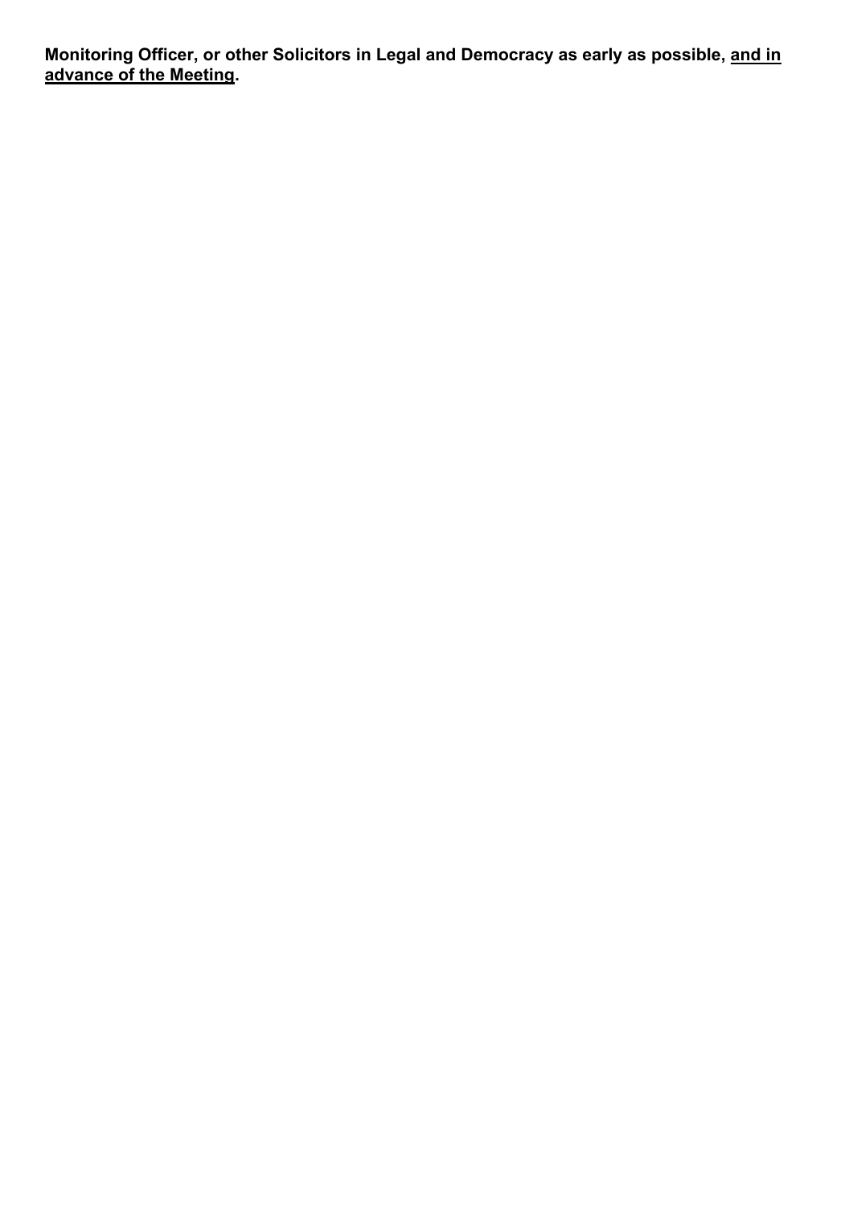**Monitoring Officer, or other Solicitors in Legal and Democracy as early as possible, <u>and in advance of the Meeting</u>.**